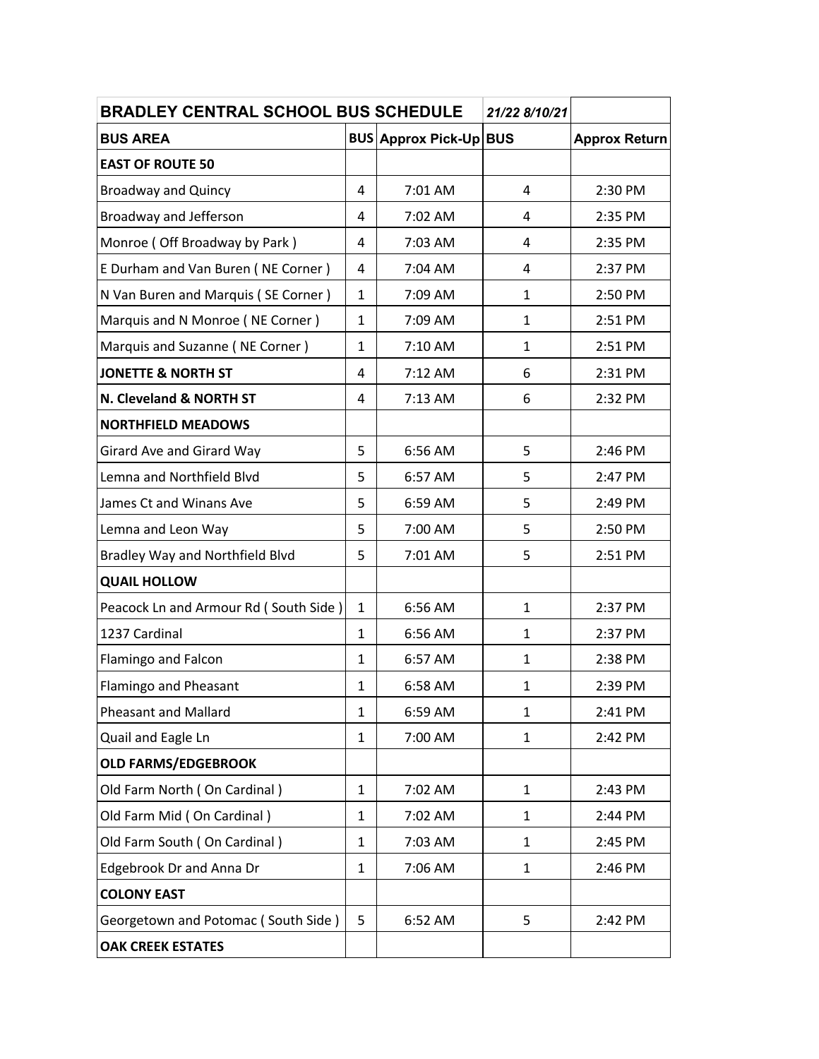| BRADLEY CENTRAL SCHOOL BUS SCHEDULE | | | *21/22 8/10/21* | |
|---|---|---|---|---|
| **BUS AREA** | **BUS** | **Approx Pick-Up** | **BUS** | **Approx Return** |
| **EAST OF ROUTE 50** | | | | |
| Broadway and Quincy | 4 | 7:01 AM | 4 | 2:30 PM |
| Broadway and Jefferson | 4 | 7:02 AM | 4 | 2:35 PM |
| Monroe ( Off Broadway by Park ) | 4 | 7:03 AM | 4 | 2:35 PM |
| E Durham and Van Buren ( NE Corner ) | 4 | 7:04 AM | 4 | 2:37 PM |
| N Van Buren and Marquis ( SE Corner ) | 1 | 7:09 AM | 1 | 2:50 PM |
| Marquis and N Monroe ( NE Corner ) | 1 | 7:09 AM | 1 | 2:51 PM |
| Marquis and Suzanne ( NE Corner ) | 1 | 7:10 AM | 1 | 2:51 PM |
| **JONETTE & NORTH ST** | 4 | 7:12 AM | 6 | 2:31 PM |
| **N. Cleveland & NORTH ST** | 4 | 7:13 AM | 6 | 2:32 PM |
| **NORTHFIELD MEADOWS** | | | | |
| Girard Ave and Girard Way | 5 | 6:56 AM | 5 | 2:46 PM |
| Lemna and Northfield Blvd | 5 | 6:57 AM | 5 | 2:47 PM |
| James Ct and Winans Ave | 5 | 6:59 AM | 5 | 2:49 PM |
| Lemna and Leon Way | 5 | 7:00 AM | 5 | 2:50 PM |
| Bradley Way and Northfield Blvd | 5 | 7:01 AM | 5 | 2:51 PM |
| **QUAIL HOLLOW** | | | | |
| Peacock Ln and Armour Rd ( South Side ) | 1 | 6:56 AM | 1 | 2:37 PM |
| 1237 Cardinal | 1 | 6:56 AM | 1 | 2:37 PM |
| Flamingo and Falcon | 1 | 6:57 AM | 1 | 2:38 PM |
| Flamingo and Pheasant | 1 | 6:58 AM | 1 | 2:39 PM |
| Pheasant and Mallard | 1 | 6:59 AM | 1 | 2:41 PM |
| Quail and Eagle Ln | 1 | 7:00 AM | 1 | 2:42 PM |
| **OLD FARMS/EDGEBROOK** | | | | |
| Old Farm North ( On Cardinal ) | 1 | 7:02 AM | 1 | 2:43 PM |
| Old Farm Mid ( On Cardinal ) | 1 | 7:02 AM | 1 | 2:44 PM |
| Old Farm South ( On Cardinal ) | 1 | 7:03 AM | 1 | 2:45 PM |
| Edgebrook Dr and Anna Dr | 1 | 7:06 AM | 1 | 2:46 PM |
| **COLONY EAST** | | | | |
| Georgetown and Potomac ( South Side ) | 5 | 6:52 AM | 5 | 2:42 PM |
| **OAK CREEK ESTATES** | | | | |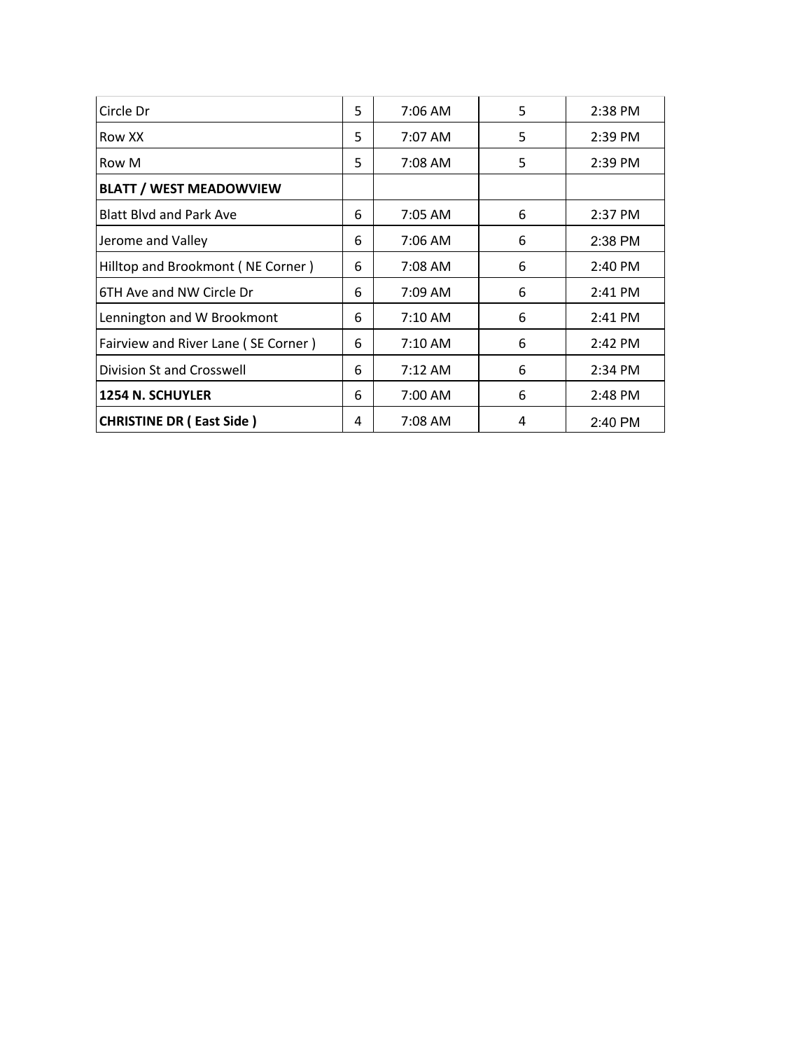| | | | | |
|---|---|---|---|---|
| Circle Dr | 5 | 7:06 AM | 5 | 2:38 PM |
| Row XX | 5 | 7:07 AM | 5 | 2:39 PM |
| Row M | 5 | 7:08 AM | 5 | 2:39 PM |
| **BLATT / WEST MEADOWVIEW** | | | | |
| Blatt Blvd and Park Ave | 6 | 7:05 AM | 6 | 2:37 PM |
| Jerome and Valley | 6 | 7:06 AM | 6 | 2:38 PM |
| Hilltop and Brookmont ( NE Corner ) | 6 | 7:08 AM | 6 | 2:40 PM |
| 6TH Ave and NW Circle Dr | 6 | 7:09 AM | 6 | 2:41 PM |
| Lennington and W Brookmont | 6 | 7:10 AM | 6 | 2:41 PM |
| Fairview and River Lane ( SE Corner ) | 6 | 7:10 AM | 6 | 2:42 PM |
| Division St and Crosswell | 6 | 7:12 AM | 6 | 2:34 PM |
| **1254 N. SCHUYLER** | 6 | 7:00 AM | 6 | 2:48 PM |
| **CHRISTINE DR ( East Side )** | 4 | 7:08 AM | 4 | 2:40 PM |